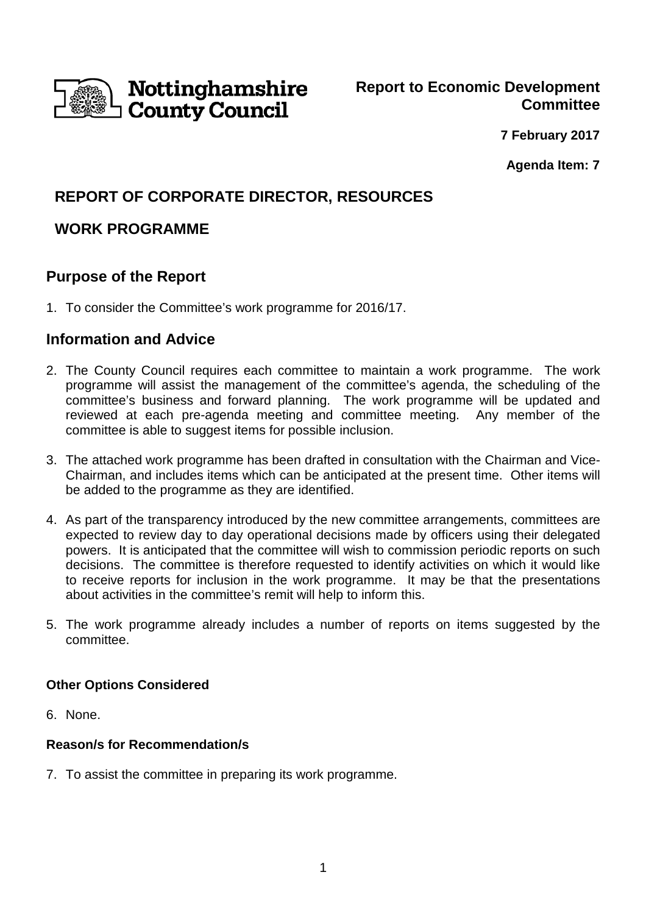Nottinghamshire County Council

**Report to Economic Development Committee**

**7 February 2017**

**Agenda Item: 7**

## REPORT OF CORPORATE DIRECTOR, RESOURCES

## WORK PROGRAMME

## Purpose of the Report

1. To consider the Committee's work programme for 2016/17.

## Information and Advice

2. The County Council requires each committee to maintain a work programme. The work programme will assist the management of the committee's agenda, the scheduling of the committee's business and forward planning. The work programme will be updated and reviewed at each pre-agenda meeting and committee meeting. Any member of the committee is able to suggest items for possible inclusion.

3. The attached work programme has been drafted in consultation with the Chairman and Vice-Chairman, and includes items which can be anticipated at the present time. Other items will be added to the programme as they are identified.

4. As part of the transparency introduced by the new committee arrangements, committees are expected to review day to day operational decisions made by officers using their delegated powers. It is anticipated that the committee will wish to commission periodic reports on such decisions. The committee is therefore requested to identify activities on which it would like to receive reports for inclusion in the work programme. It may be that the presentations about activities in the committee's remit will help to inform this.

5. The work programme already includes a number of reports on items suggested by the committee.

### Other Options Considered

6. None.

### Reason/s for Recommendation/s

7. To assist the committee in preparing its work programme.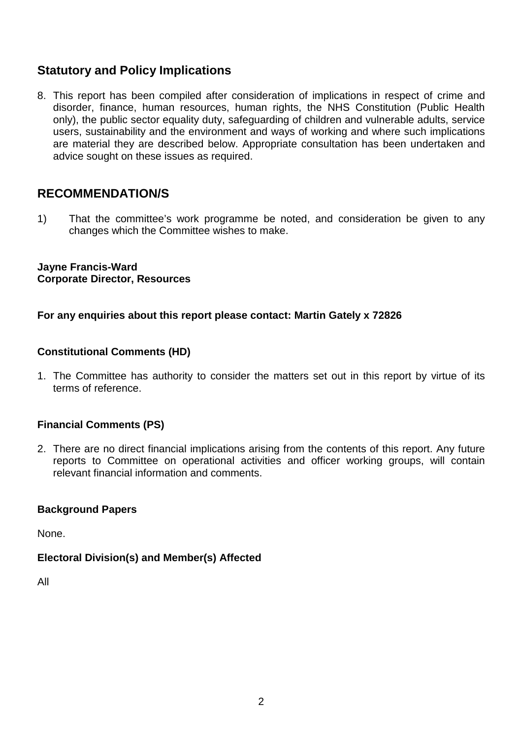## Statistical and Policy Implications

8. This report has been compiled after consideration of implications in respect of crime and disorder, finance, human resources, human rights, the NHS Constitution (Public Health only), the public sector equality duty, safeguarding of children and vulnerable adults, service users, sustainability and the environment and ways of working and where such implications are material they are described below. Appropriate consultation has been undertaken and advice sought on these issues as required.

## RECOMMENDATION/S

1) That the committee's work programme be noted, and consideration be given to any changes which the Committee wishes to make.

**Jayne Francis-Ward**
**Corporate Director, Resources**

**For any enquiries about this report please contact: Martin Gately x 72826**

### Constitutional Comments (HD)

1. The Committee has authority to consider the matters set out in this report by virtue of its terms of reference.

### Financial Comments (PS)

2. There are no direct financial implications arising from the contents of this report. Any future reports to Committee on operational activities and officer working groups, will contain relevant financial information and comments.

### Background Papers

None.

### Electoral Division(s) and Member(s) Affected

All